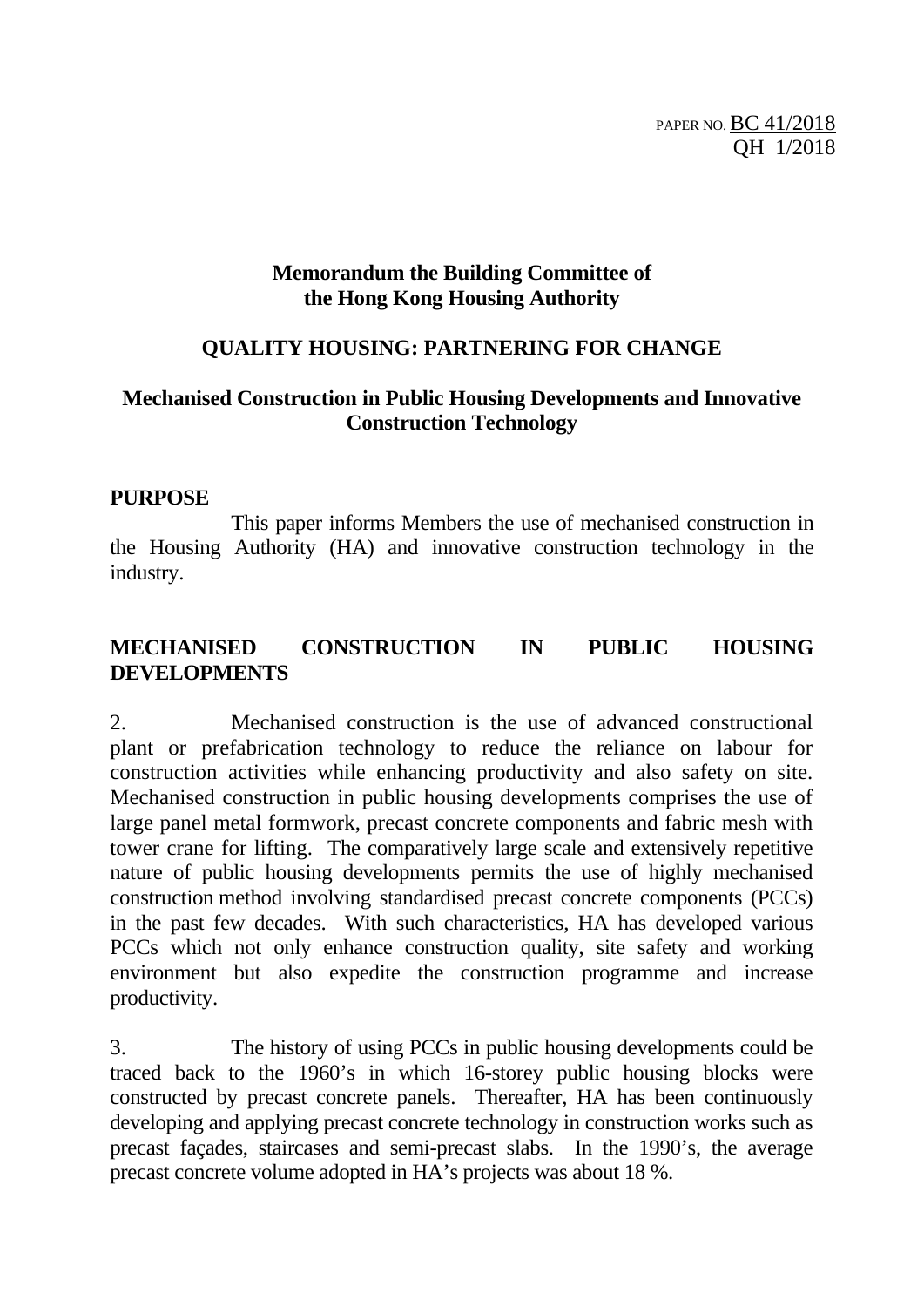PAPER NO. BC 41/2018
QH 1/2018

**Memorandum the Building Committee of the Hong Kong Housing Authority**

**QUALITY HOUSING: PARTNERING FOR CHANGE**

**Mechanised Construction in Public Housing Developments and Innovative Construction Technology**

## PURPOSE

This paper informs Members the use of mechanised construction in the Housing Authority (HA) and innovative construction technology in the industry.

## MECHANISED CONSTRUCTION IN PUBLIC HOUSING DEVELOPMENTS

2. Mechanised construction is the use of advanced constructional plant or prefabrication technology to reduce the reliance on labour for construction activities while enhancing productivity and also safety on site. Mechanised construction in public housing developments comprises the use of large panel metal formwork, precast concrete components and fabric mesh with tower crane for lifting. The comparatively large scale and extensively repetitive nature of public housing developments permits the use of highly mechanised construction method involving standardised precast concrete components (PCCs) in the past few decades. With such characteristics, HA has developed various PCCs which not only enhance construction quality, site safety and working environment but also expedite the construction programme and increase productivity.

3. The history of using PCCs in public housing developments could be traced back to the 1960's in which 16-storey public housing blocks were constructed by precast concrete panels. Thereafter, HA has been continuously developing and applying precast concrete technology in construction works such as precast façades, staircases and semi-precast slabs. In the 1990's, the average precast concrete volume adopted in HA's projects was about 18 %.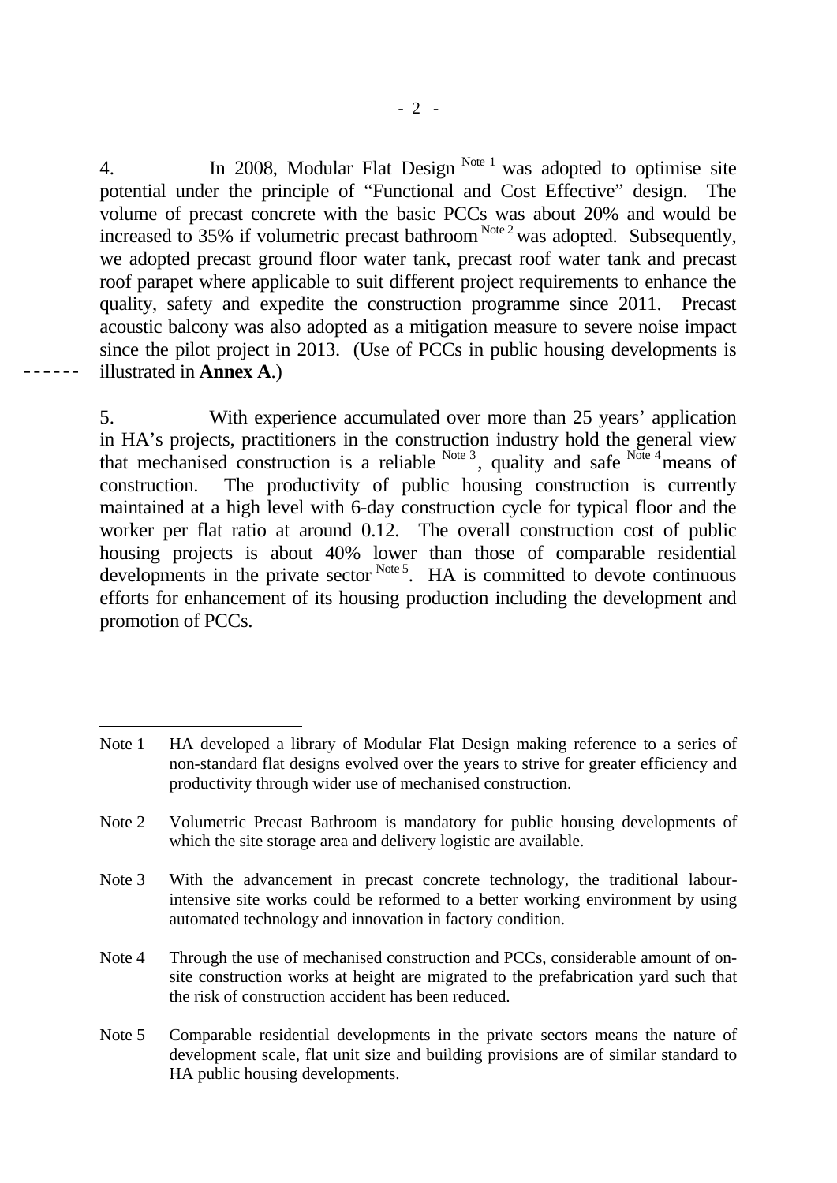4. In 2008, Modular Flat Design [Note 1] was adopted to optimise site potential under the principle of "Functional and Cost Effective" design. The volume of precast concrete with the basic PCCs was about 20% and would be increased to 35% if volumetric precast bathroom [Note 2] was adopted. Subsequently, we adopted precast ground floor water tank, precast roof water tank and precast roof parapet where applicable to suit different project requirements to enhance the quality, safety and expedite the construction programme since 2011. Precast acoustic balcony was also adopted as a mitigation measure to severe noise impact since the pilot project in 2013. (Use of PCCs in public housing developments is illustrated in **Annex A**.)

5. With experience accumulated over more than 25 years' application in HA's projects, practitioners in the construction industry hold the general view that mechanised construction is a reliable [Note 3], quality and safe [Note 4] means of construction. The productivity of public housing construction is currently maintained at a high level with 6-day construction cycle for typical floor and the worker per flat ratio at around 0.12. The overall construction cost of public housing projects is about 40% lower than those of comparable residential developments in the private sector [Note 5]. HA is committed to devote continuous efforts for enhancement of its housing production including the development and promotion of PCCs.

---

Note 1 HA developed a library of Modular Flat Design making reference to a series of non-standard flat designs evolved over the years to strive for greater efficiency and productivity through wider use of mechanised construction.

Note 2 Volumetric Precast Bathroom is mandatory for public housing developments of which the site storage area and delivery logistic are available.

Note 3 With the advancement in precast concrete technology, the traditional labour-intensive site works could be reformed to a better working environment by using automated technology and innovation in factory condition.

Note 4 Through the use of mechanised construction and PCCs, considerable amount of on-site construction works at height are migrated to the prefabrication yard such that the risk of construction accident has been reduced.

Note 5 Comparable residential developments in the private sectors means the nature of development scale, flat unit size and building provisions are of similar standard to HA public housing developments.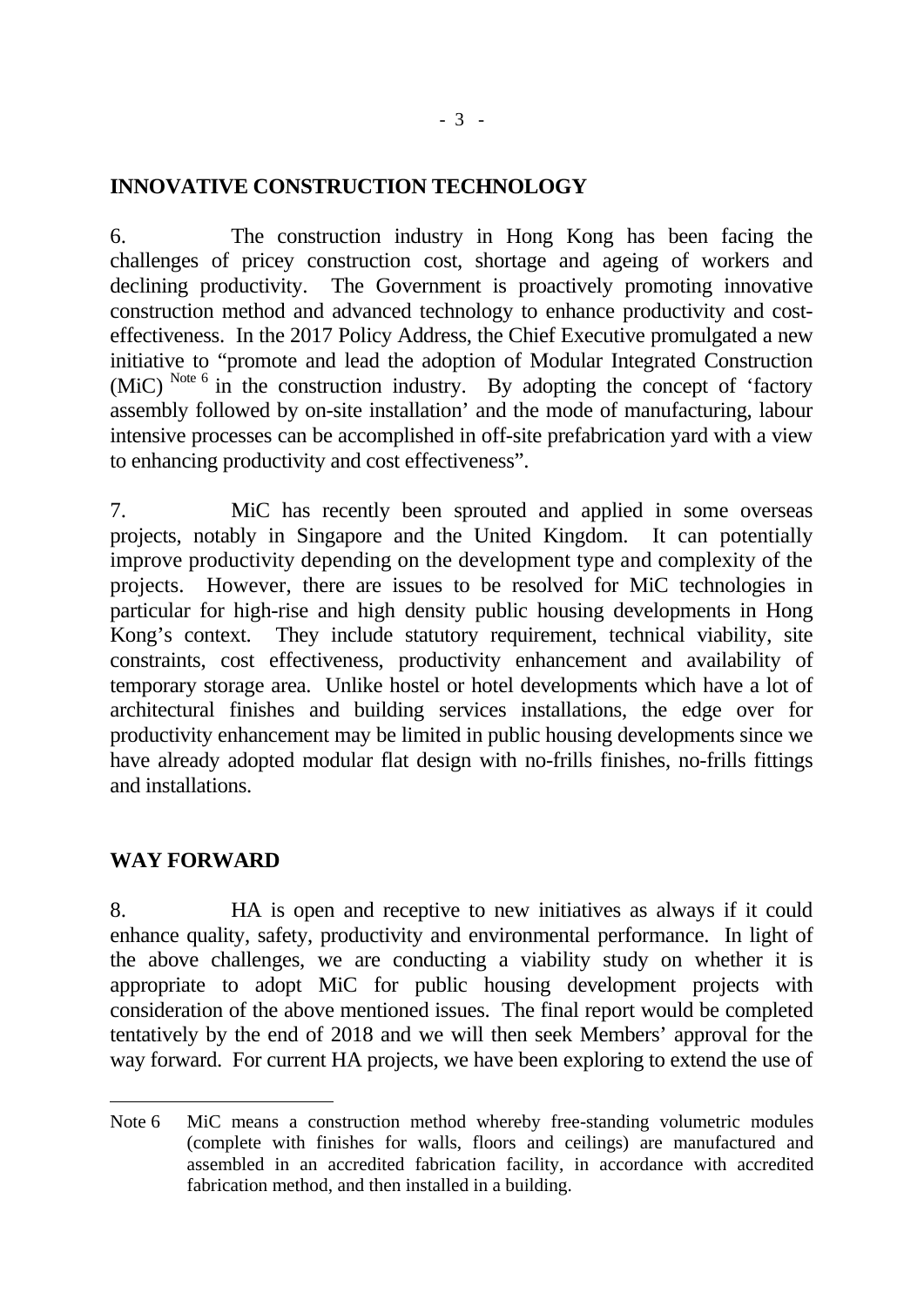## INNOVATIVE CONSTRUCTION TECHNOLOGY

6. The construction industry in Hong Kong has been facing the challenges of pricey construction cost, shortage and ageing of workers and declining productivity. The Government is proactively promoting innovative construction method and advanced technology to enhance productivity and cost-effectiveness. In the 2017 Policy Address, the Chief Executive promulgated a new initiative to "promote and lead the adoption of Modular Integrated Construction (MiC) [Note 6] in the construction industry. By adopting the concept of 'factory assembly followed by on-site installation' and the mode of manufacturing, labour intensive processes can be accomplished in off-site prefabrication yard with a view to enhancing productivity and cost effectiveness".

7. MiC has recently been sprouted and applied in some overseas projects, notably in Singapore and the United Kingdom. It can potentially improve productivity depending on the development type and complexity of the projects. However, there are issues to be resolved for MiC technologies in particular for high-rise and high density public housing developments in Hong Kong's context. They include statutory requirement, technical viability, site constraints, cost effectiveness, productivity enhancement and availability of temporary storage area. Unlike hostel or hotel developments which have a lot of architectural finishes and building services installations, the edge over for productivity enhancement may be limited in public housing developments since we have already adopted modular flat design with no-frills finishes, no-frills fittings and installations.

## WAY FORWARD

8. HA is open and receptive to new initiatives as always if it could enhance quality, safety, productivity and environmental performance. In light of the above challenges, we are conducting a viability study on whether it is appropriate to adopt MiC for public housing development projects with consideration of the above mentioned issues. The final report would be completed tentatively by the end of 2018 and we will then seek Members' approval for the way forward. For current HA projects, we have been exploring to extend the use of

---

Note 6 MiC means a construction method whereby free-standing volumetric modules (complete with finishes for walls, floors and ceilings) are manufactured and assembled in an accredited fabrication facility, in accordance with accredited fabrication method, and then installed in a building.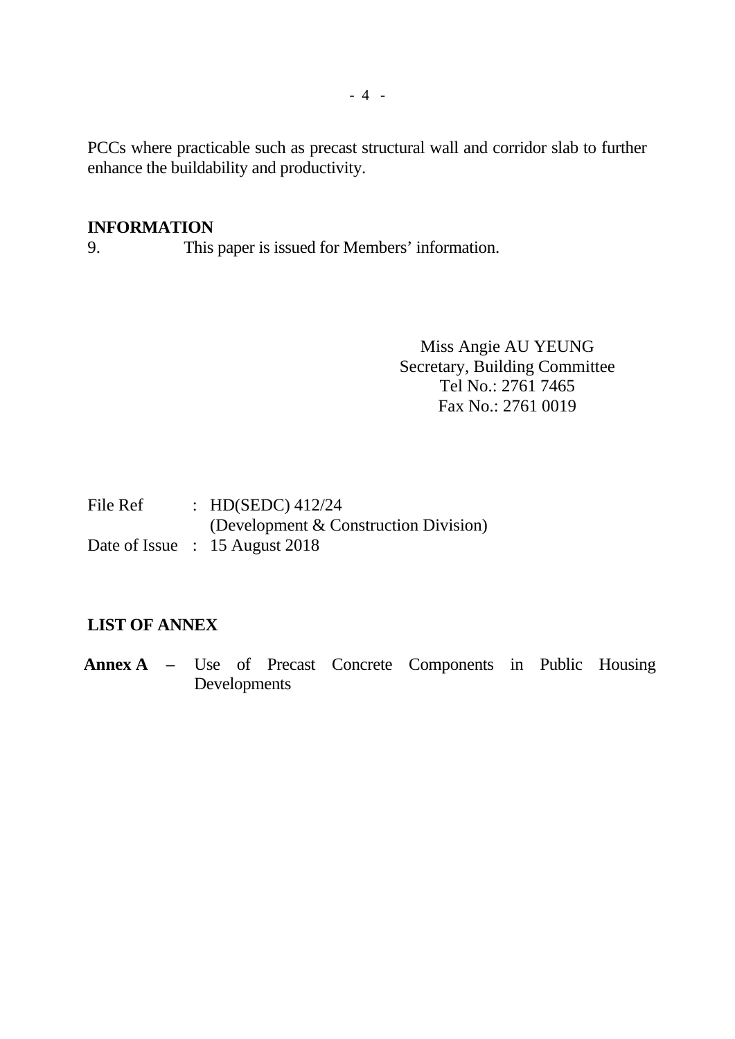PCCs where practicable such as precast structural wall and corridor slab to further enhance the buildability and productivity.

## INFORMATION

9. This paper is issued for Members' information.

Miss Angie AU YEUNG
Secretary, Building Committee
Tel No.: 2761 7465
Fax No.: 2761 0019

File Ref : HD(SEDC) 412/24
(Development & Construction Division)
Date of Issue : 15 August 2018

## LIST OF ANNEX

**Annex A –** Use of Precast Concrete Components in Public Housing Developments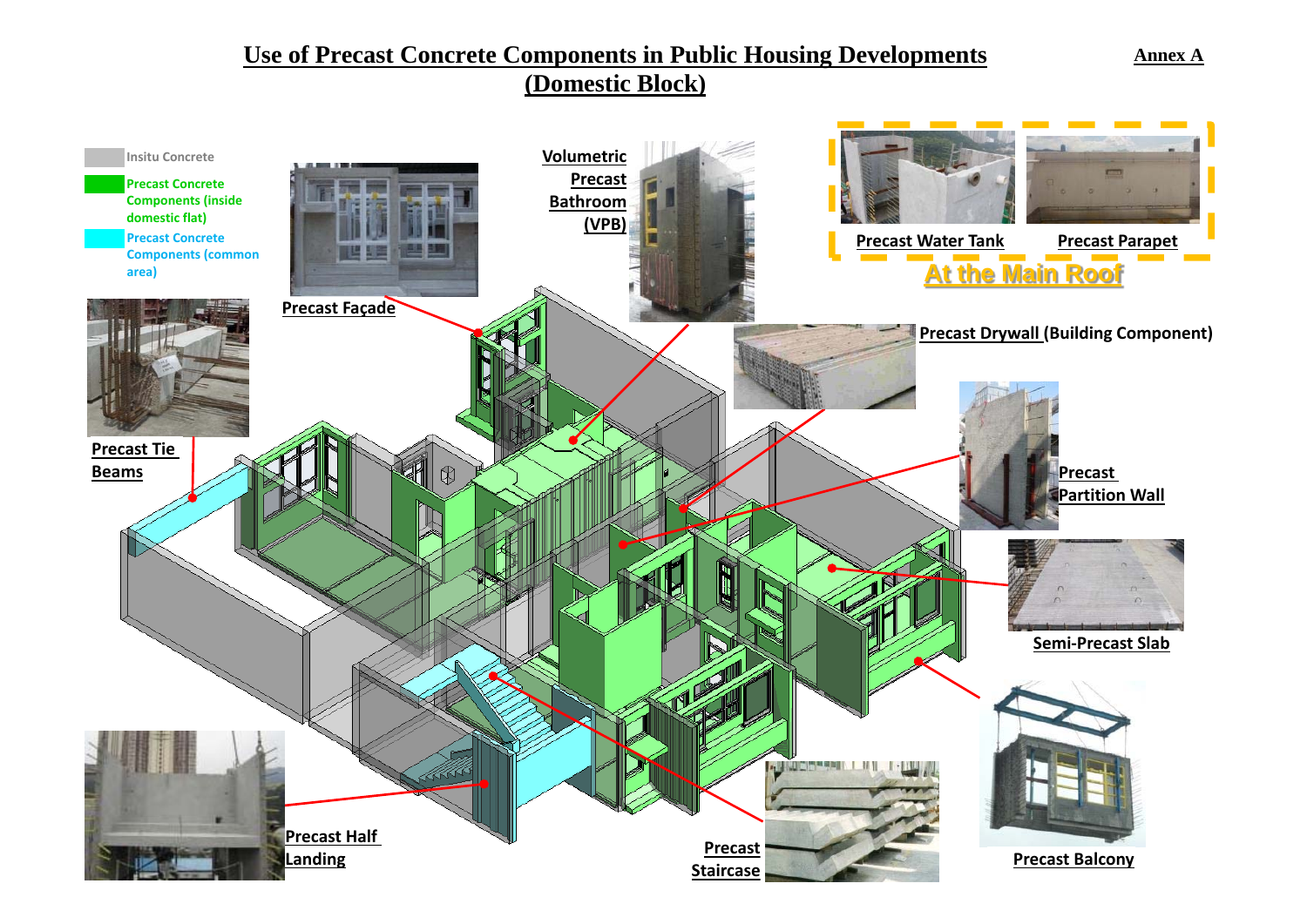# Use of Precast Concrete Components in Public Housing Developments (Domestic Block)

**Annex A**

Insitu Concrete

Precast Concrete Components (inside domestic flat)

Precast Concrete Components (common area)

Precast Façade

Volumetric Precast Bathroom (VPB)

Precast Water Tank

Precast Parapet

At the Main Roof

Precast Drywall (Building Component)

Precast Tie Beams

Precast Partition Wall

Semi-Precast Slab

Precast Balcony

Precast Half Landing

Precast Staircase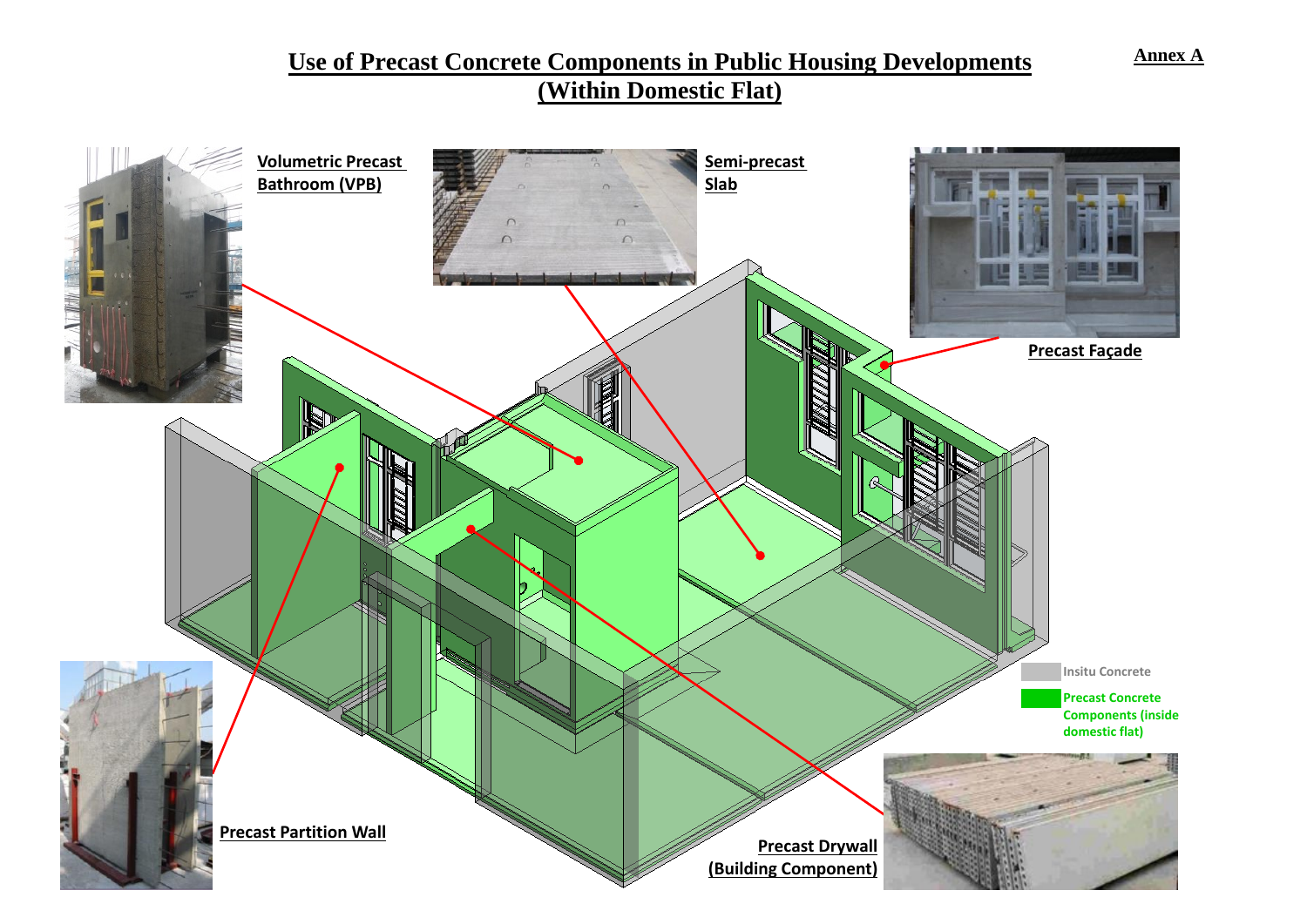**Annex A**

# Use of Precast Concrete Components in Public Housing Developments (Within Domestic Flat)

Volumetric Precast Bathroom (VPB)

Semi-precast Slab

Precast Façade

Precast Partition Wall

Precast Drywall (Building Component)

Insitu Concrete

Precast Concrete Components (inside domestic flat)